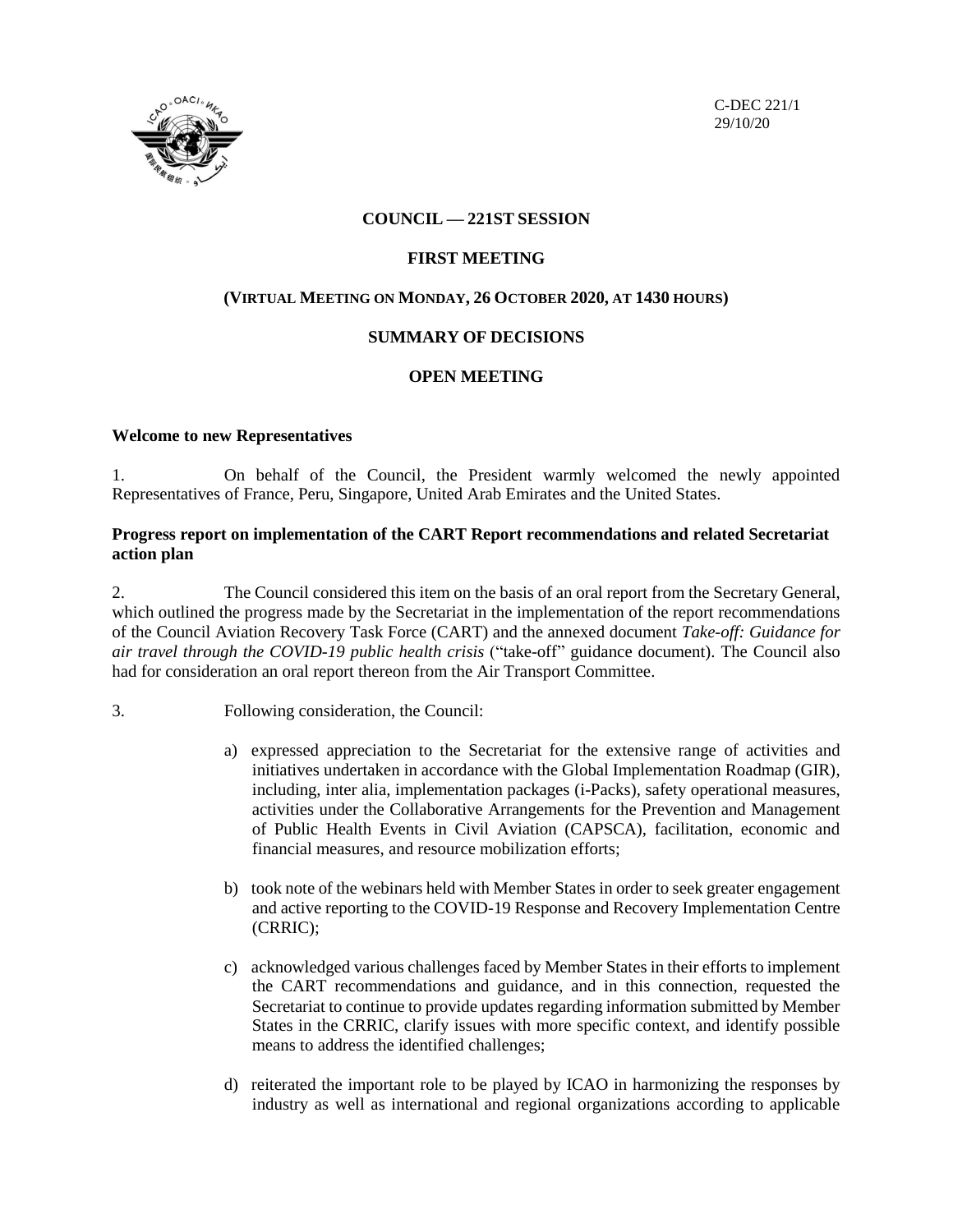C-DEC 221/1
29/10/20

**COUNCIL — 221ST SESSION**

**FIRST MEETING**

**(VIRTUAL MEETING ON MONDAY, 26 OCTOBER 2020, AT 1430 HOURS)**

**SUMMARY OF DECISIONS**

**OPEN MEETING**

**Welcome to new Representatives**

1. On behalf of the Council, the President warmly welcomed the newly appointed Representatives of France, Peru, Singapore, United Arab Emirates and the United States.

**Progress report on implementation of the CART Report recommendations and related Secretariat action plan**

2. The Council considered this item on the basis of an oral report from the Secretary General, which outlined the progress made by the Secretariat in the implementation of the report recommendations of the Council Aviation Recovery Task Force (CART) and the annexed document *Take-off: Guidance for air travel through the COVID-19 public health crisis* ("take-off" guidance document). The Council also had for consideration an oral report thereon from the Air Transport Committee.

3. Following consideration, the Council:

a) expressed appreciation to the Secretariat for the extensive range of activities and initiatives undertaken in accordance with the Global Implementation Roadmap (GIR), including, inter alia, implementation packages (i-Packs), safety operational measures, activities under the Collaborative Arrangements for the Prevention and Management of Public Health Events in Civil Aviation (CAPSCA), facilitation, economic and financial measures, and resource mobilization efforts;

b) took note of the webinars held with Member States in order to seek greater engagement and active reporting to the COVID-19 Response and Recovery Implementation Centre (CRRIC);

c) acknowledged various challenges faced by Member States in their efforts to implement the CART recommendations and guidance, and in this connection, requested the Secretariat to continue to provide updates regarding information submitted by Member States in the CRRIC, clarify issues with more specific context, and identify possible means to address the identified challenges;

d) reiterated the important role to be played by ICAO in harmonizing the responses by industry as well as international and regional organizations according to applicable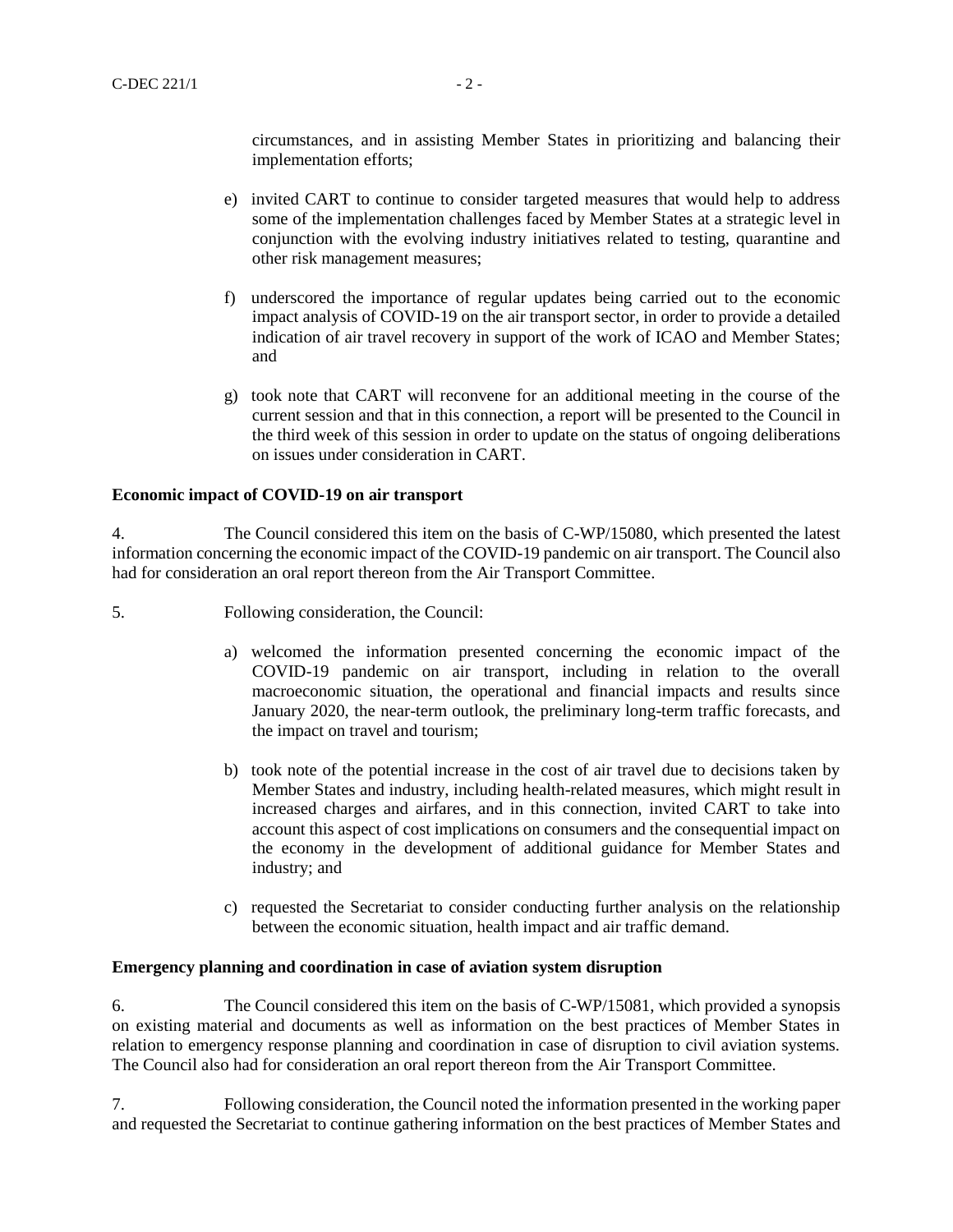circumstances, and in assisting Member States in prioritizing and balancing their implementation efforts;

e) invited CART to continue to consider targeted measures that would help to address some of the implementation challenges faced by Member States at a strategic level in conjunction with the evolving industry initiatives related to testing, quarantine and other risk management measures;

f) underscored the importance of regular updates being carried out to the economic impact analysis of COVID-19 on the air transport sector, in order to provide a detailed indication of air travel recovery in support of the work of ICAO and Member States; and

g) took note that CART will reconvene for an additional meeting in the course of the current session and that in this connection, a report will be presented to the Council in the third week of this session in order to update on the status of ongoing deliberations on issues under consideration in CART.

**Economic impact of COVID-19 on air transport**

4. The Council considered this item on the basis of C-WP/15080, which presented the latest information concerning the economic impact of the COVID-19 pandemic on air transport. The Council also had for consideration an oral report thereon from the Air Transport Committee.

5. Following consideration, the Council:

a) welcomed the information presented concerning the economic impact of the COVID-19 pandemic on air transport, including in relation to the overall macroeconomic situation, the operational and financial impacts and results since January 2020, the near-term outlook, the preliminary long-term traffic forecasts, and the impact on travel and tourism;

b) took note of the potential increase in the cost of air travel due to decisions taken by Member States and industry, including health-related measures, which might result in increased charges and airfares, and in this connection, invited CART to take into account this aspect of cost implications on consumers and the consequential impact on the economy in the development of additional guidance for Member States and industry; and

c) requested the Secretariat to consider conducting further analysis on the relationship between the economic situation, health impact and air traffic demand.

**Emergency planning and coordination in case of aviation system disruption**

6. The Council considered this item on the basis of C-WP/15081, which provided a synopsis on existing material and documents as well as information on the best practices of Member States in relation to emergency response planning and coordination in case of disruption to civil aviation systems. The Council also had for consideration an oral report thereon from the Air Transport Committee.

7. Following consideration, the Council noted the information presented in the working paper and requested the Secretariat to continue gathering information on the best practices of Member States and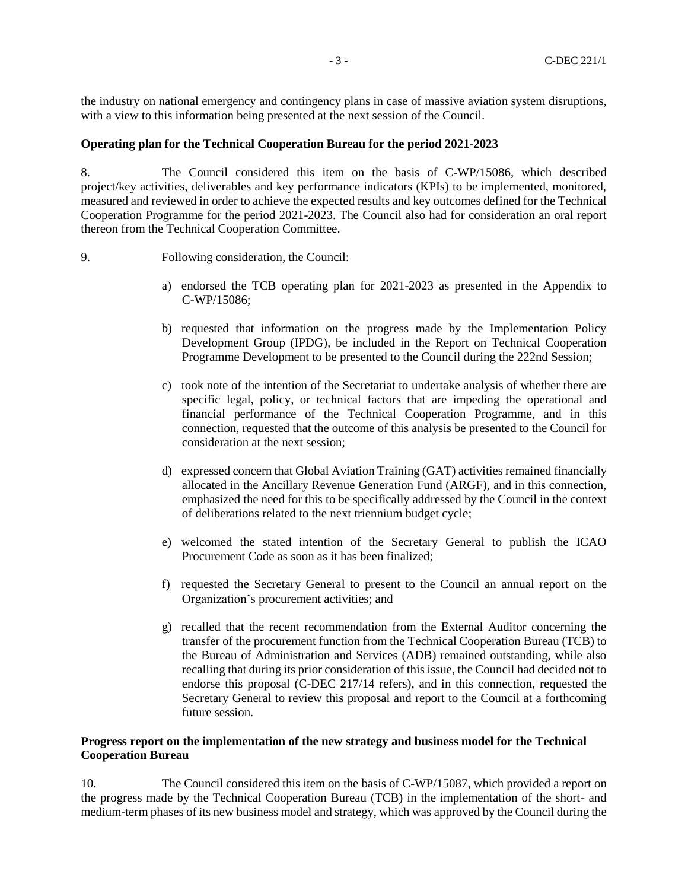the industry on national emergency and contingency plans in case of massive aviation system disruptions, with a view to this information being presented at the next session of the Council.

**Operating plan for the Technical Cooperation Bureau for the period 2021-2023**

8. The Council considered this item on the basis of C-WP/15086, which described project/key activities, deliverables and key performance indicators (KPIs) to be implemented, monitored, measured and reviewed in order to achieve the expected results and key outcomes defined for the Technical Cooperation Programme for the period 2021-2023. The Council also had for consideration an oral report thereon from the Technical Cooperation Committee.

9. Following consideration, the Council:

a) endorsed the TCB operating plan for 2021-2023 as presented in the Appendix to C-WP/15086;

b) requested that information on the progress made by the Implementation Policy Development Group (IPDG), be included in the Report on Technical Cooperation Programme Development to be presented to the Council during the 222nd Session;

c) took note of the intention of the Secretariat to undertake analysis of whether there are specific legal, policy, or technical factors that are impeding the operational and financial performance of the Technical Cooperation Programme, and in this connection, requested that the outcome of this analysis be presented to the Council for consideration at the next session;

d) expressed concern that Global Aviation Training (GAT) activities remained financially allocated in the Ancillary Revenue Generation Fund (ARGF), and in this connection, emphasized the need for this to be specifically addressed by the Council in the context of deliberations related to the next triennium budget cycle;

e) welcomed the stated intention of the Secretary General to publish the ICAO Procurement Code as soon as it has been finalized;

f) requested the Secretary General to present to the Council an annual report on the Organization's procurement activities; and

g) recalled that the recent recommendation from the External Auditor concerning the transfer of the procurement function from the Technical Cooperation Bureau (TCB) to the Bureau of Administration and Services (ADB) remained outstanding, while also recalling that during its prior consideration of this issue, the Council had decided not to endorse this proposal (C-DEC 217/14 refers), and in this connection, requested the Secretary General to review this proposal and report to the Council at a forthcoming future session.

**Progress report on the implementation of the new strategy and business model for the Technical Cooperation Bureau**

10. The Council considered this item on the basis of C-WP/15087, which provided a report on the progress made by the Technical Cooperation Bureau (TCB) in the implementation of the short- and medium-term phases of its new business model and strategy, which was approved by the Council during the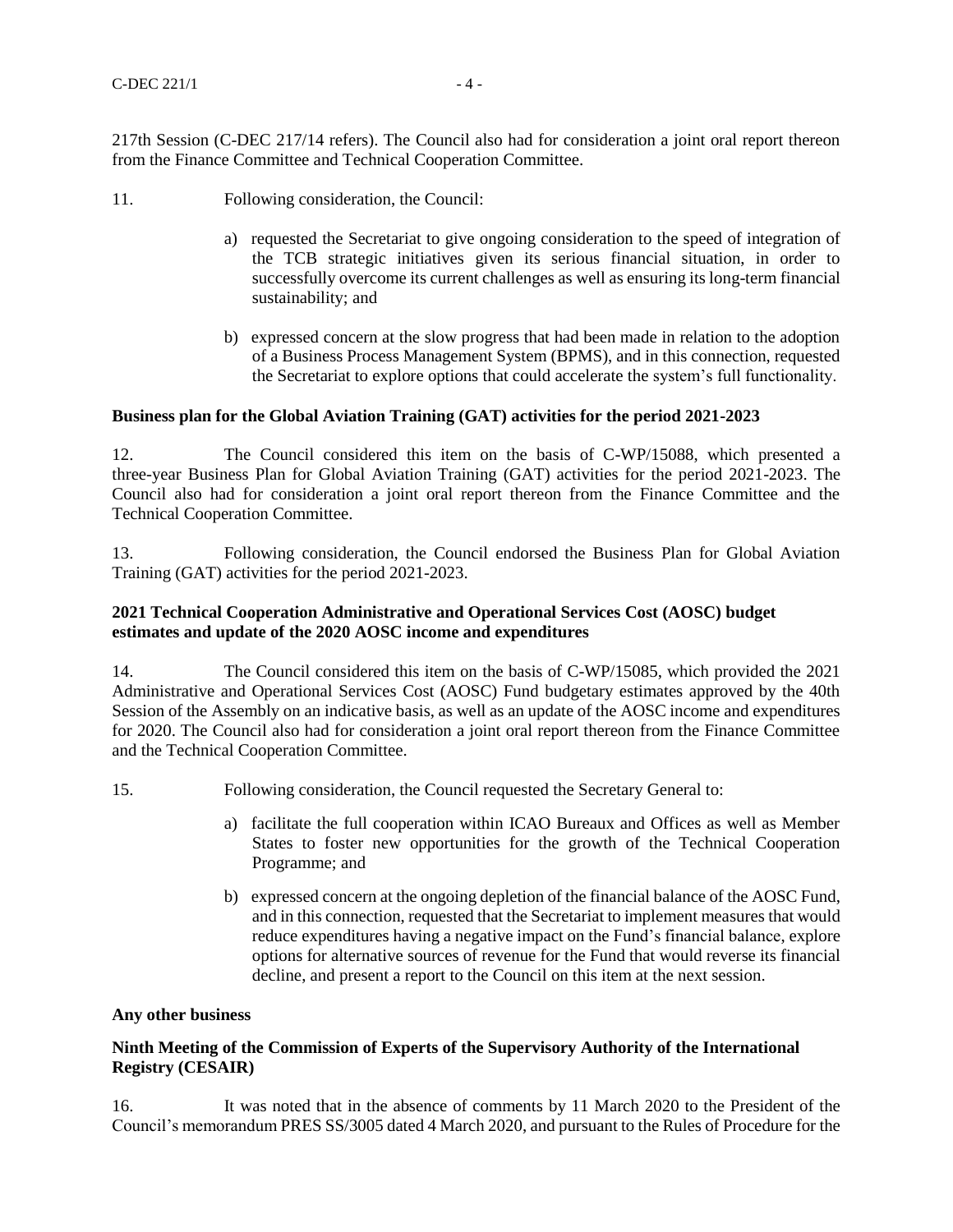217th Session (C-DEC 217/14 refers). The Council also had for consideration a joint oral report thereon from the Finance Committee and Technical Cooperation Committee.

11. Following consideration, the Council:

a) requested the Secretariat to give ongoing consideration to the speed of integration of the TCB strategic initiatives given its serious financial situation, in order to successfully overcome its current challenges as well as ensuring its long-term financial sustainability; and

b) expressed concern at the slow progress that had been made in relation to the adoption of a Business Process Management System (BPMS), and in this connection, requested the Secretariat to explore options that could accelerate the system's full functionality.

**Business plan for the Global Aviation Training (GAT) activities for the period 2021-2023**

12. The Council considered this item on the basis of C-WP/15088, which presented a three-year Business Plan for Global Aviation Training (GAT) activities for the period 2021-2023. The Council also had for consideration a joint oral report thereon from the Finance Committee and the Technical Cooperation Committee.

13. Following consideration, the Council endorsed the Business Plan for Global Aviation Training (GAT) activities for the period 2021-2023.

**2021 Technical Cooperation Administrative and Operational Services Cost (AOSC) budget estimates and update of the 2020 AOSC income and expenditures**

14. The Council considered this item on the basis of C-WP/15085, which provided the 2021 Administrative and Operational Services Cost (AOSC) Fund budgetary estimates approved by the 40th Session of the Assembly on an indicative basis, as well as an update of the AOSC income and expenditures for 2020. The Council also had for consideration a joint oral report thereon from the Finance Committee and the Technical Cooperation Committee.

15. Following consideration, the Council requested the Secretary General to:

a) facilitate the full cooperation within ICAO Bureaux and Offices as well as Member States to foster new opportunities for the growth of the Technical Cooperation Programme; and

b) expressed concern at the ongoing depletion of the financial balance of the AOSC Fund, and in this connection, requested that the Secretariat to implement measures that would reduce expenditures having a negative impact on the Fund's financial balance, explore options for alternative sources of revenue for the Fund that would reverse its financial decline, and present a report to the Council on this item at the next session.

**Any other business**

**Ninth Meeting of the Commission of Experts of the Supervisory Authority of the International Registry (CESAIR)**

16. It was noted that in the absence of comments by 11 March 2020 to the President of the Council's memorandum PRES SS/3005 dated 4 March 2020, and pursuant to the Rules of Procedure for the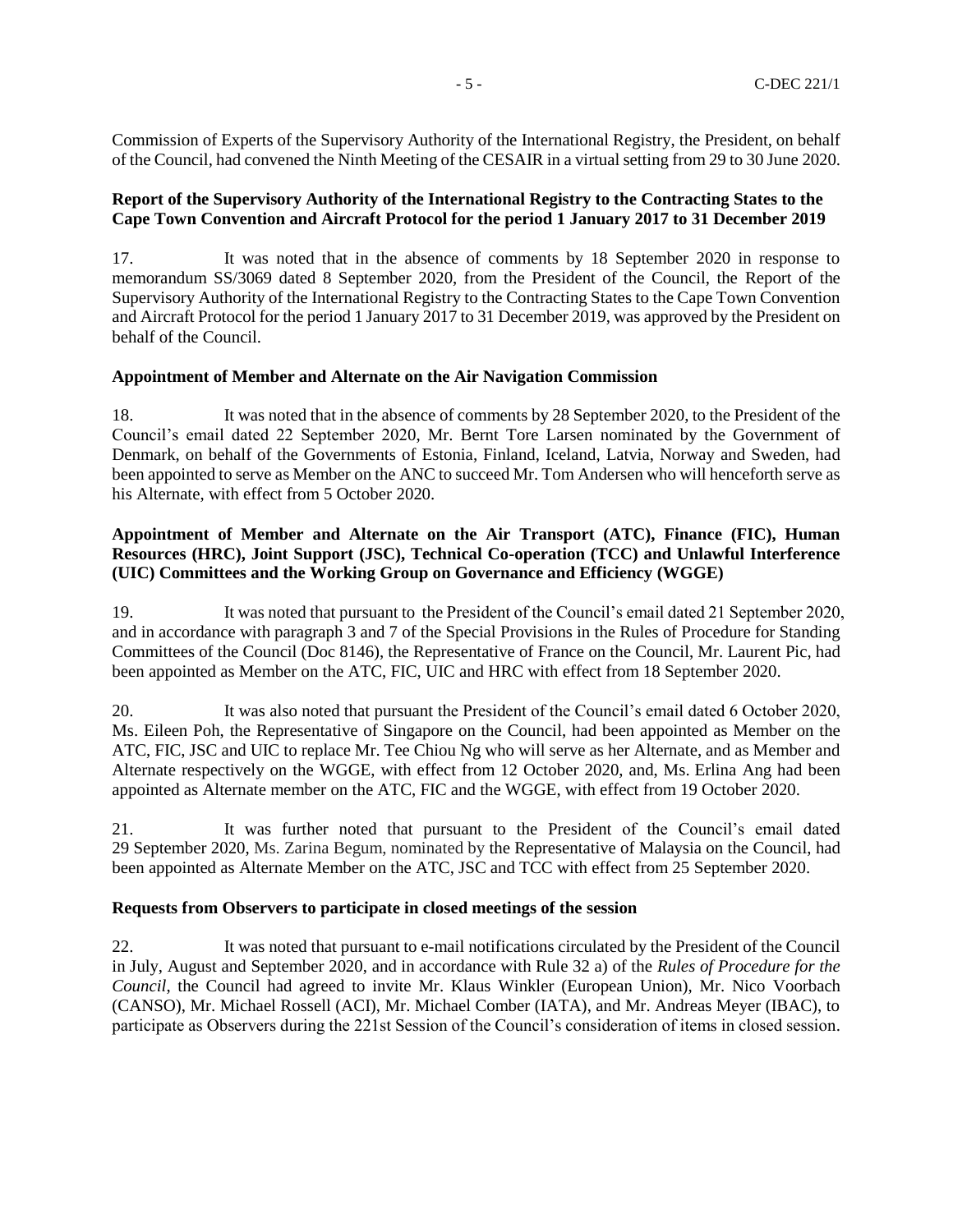Commission of Experts of the Supervisory Authority of the International Registry, the President, on behalf of the Council, had convened the Ninth Meeting of the CESAIR in a virtual setting from 29 to 30 June 2020.

**Report of the Supervisory Authority of the International Registry to the Contracting States to the Cape Town Convention and Aircraft Protocol for the period 1 January 2017 to 31 December 2019**

17. It was noted that in the absence of comments by 18 September 2020 in response to memorandum SS/3069 dated 8 September 2020, from the President of the Council, the Report of the Supervisory Authority of the International Registry to the Contracting States to the Cape Town Convention and Aircraft Protocol for the period 1 January 2017 to 31 December 2019, was approved by the President on behalf of the Council.

**Appointment of Member and Alternate on the Air Navigation Commission**

18. It was noted that in the absence of comments by 28 September 2020, to the President of the Council's email dated 22 September 2020, Mr. Bernt Tore Larsen nominated by the Government of Denmark, on behalf of the Governments of Estonia, Finland, Iceland, Latvia, Norway and Sweden, had been appointed to serve as Member on the ANC to succeed Mr. Tom Andersen who will henceforth serve as his Alternate, with effect from 5 October 2020.

**Appointment of Member and Alternate on the Air Transport (ATC), Finance (FIC), Human Resources (HRC), Joint Support (JSC), Technical Co-operation (TCC) and Unlawful Interference (UIC) Committees and the Working Group on Governance and Efficiency (WGGE)**

19. It was noted that pursuant to the President of the Council's email dated 21 September 2020, and in accordance with paragraph 3 and 7 of the Special Provisions in the Rules of Procedure for Standing Committees of the Council (Doc 8146), the Representative of France on the Council, Mr. Laurent Pic, had been appointed as Member on the ATC, FIC, UIC and HRC with effect from 18 September 2020.

20. It was also noted that pursuant the President of the Council's email dated 6 October 2020, Ms. Eileen Poh, the Representative of Singapore on the Council, had been appointed as Member on the ATC, FIC, JSC and UIC to replace Mr. Tee Chiou Ng who will serve as her Alternate, and as Member and Alternate respectively on the WGGE, with effect from 12 October 2020, and, Ms. Erlina Ang had been appointed as Alternate member on the ATC, FIC and the WGGE, with effect from 19 October 2020.

21. It was further noted that pursuant to the President of the Council's email dated 29 September 2020, Ms. Zarina Begum, nominated by the Representative of Malaysia on the Council, had been appointed as Alternate Member on the ATC, JSC and TCC with effect from 25 September 2020.

**Requests from Observers to participate in closed meetings of the session**

22. It was noted that pursuant to e-mail notifications circulated by the President of the Council in July, August and September 2020, and in accordance with Rule 32 a) of the *Rules of Procedure for the Council*, the Council had agreed to invite Mr. Klaus Winkler (European Union), Mr. Nico Voorbach (CANSO), Mr. Michael Rossell (ACI), Mr. Michael Comber (IATA), and Mr. Andreas Meyer (IBAC), to participate as Observers during the 221st Session of the Council's consideration of items in closed session.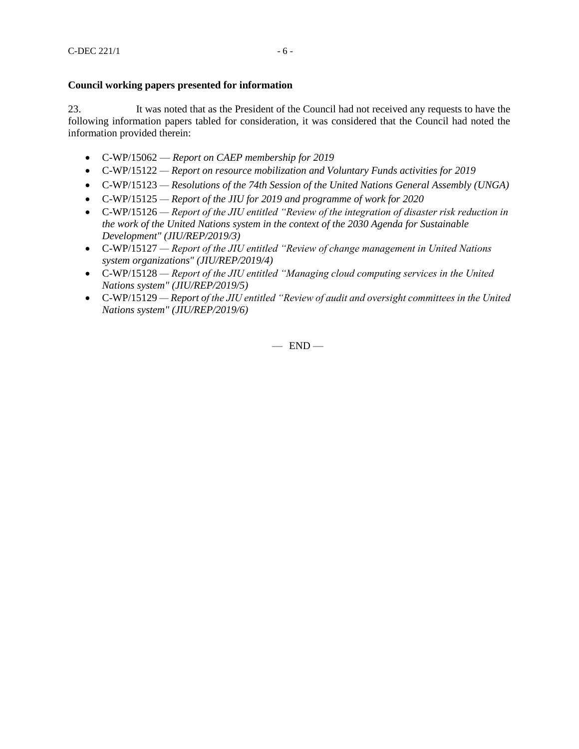**Council working papers presented for information**

23. It was noted that as the President of the Council had not received any requests to have the following information papers tabled for consideration, it was considered that the Council had noted the information provided therein:

- C-WP/15062 — *Report on CAEP membership for 2019*
- C-WP/15122 — *Report on resource mobilization and Voluntary Funds activities for 2019*
- C-WP/15123 — *Resolutions of the 74th Session of the United Nations General Assembly (UNGA)*
- C-WP/15125 — *Report of the JIU for 2019 and programme of work for 2020*
- C-WP/15126 — *Report of the JIU entitled "Review of the integration of disaster risk reduction in the work of the United Nations system in the context of the 2030 Agenda for Sustainable Development" (JIU/REP/2019/3)*
- C-WP/15127 — *Report of the JIU entitled "Review of change management in United Nations system organizations" (JIU/REP/2019/4)*
- C-WP/15128 — *Report of the JIU entitled "Managing cloud computing services in the United Nations system" (JIU/REP/2019/5)*
- C-WP/15129 — *Report of the JIU entitled "Review of audit and oversight committees in the United Nations system" (JIU/REP/2019/6)*

— END —